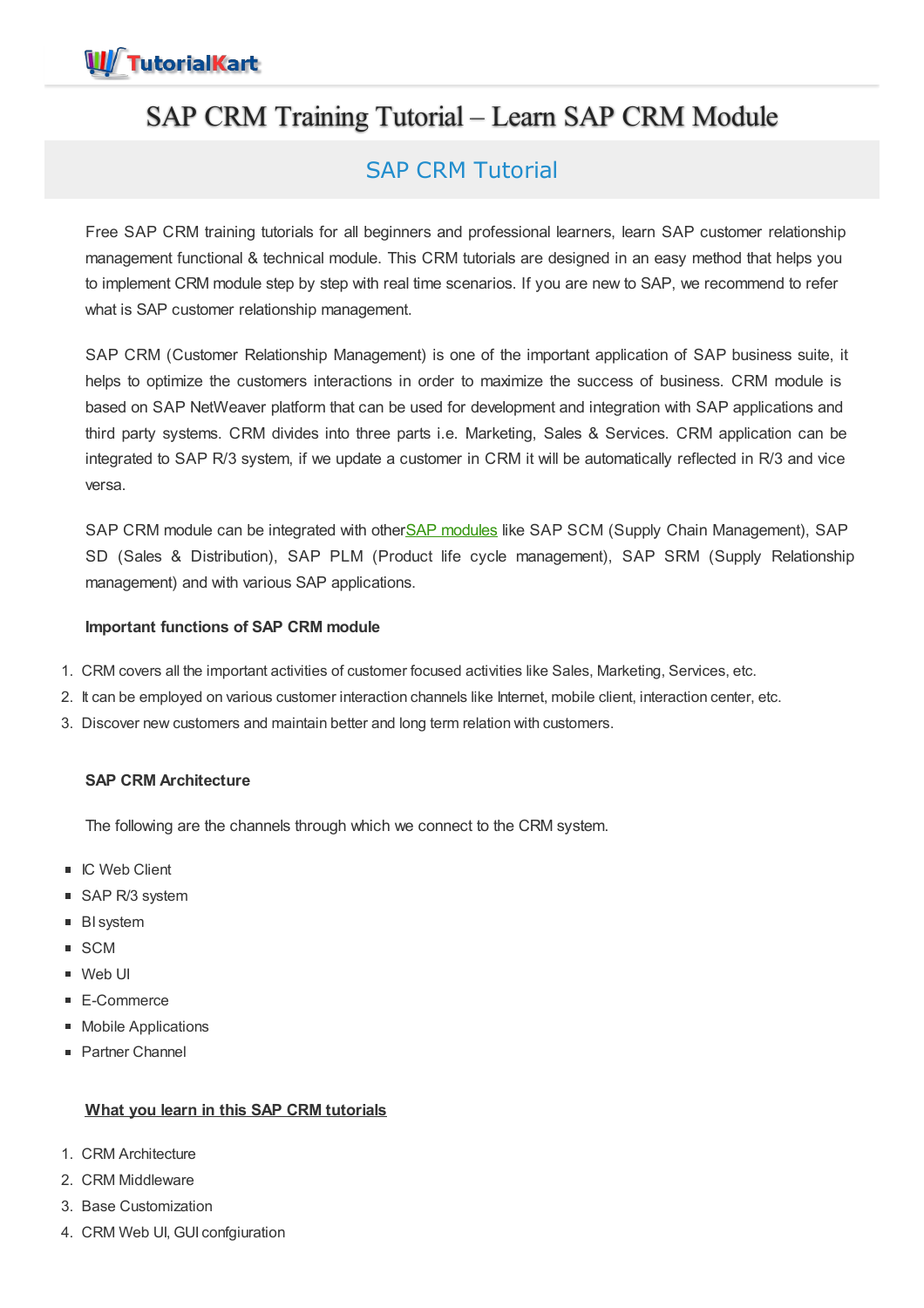# SAP CRM Training Tutorial – Learn SAP CRM Module

## SAP CRM Tutorial

Free SAP CRM training tutorials for all beginners and professional learners, learn SAP customer relationship management functional & technical module. This CRM tutorials are designed in an easy method that helps you to implement CRM module step by step with real time scenarios. If you are new to SAP, we recommend to refer what is SAP customer relationship management.

SAP CRM (Customer Relationship Management) is one of the important application of SAP business suite, it helps to optimize the customers interactions in order to maximize the success of business. CRM module is based on SAP NetWeaver platform that can be used for development and integration with SAP applications and third party systems. CRM divides into three parts i.e. Marketing, Sales & Services. CRM application can be integrated to SAP R/3 system, if we update a customer in CRM it will be automatically reflected in R/3 and vice versa.

SAP CRM module can be integrated with otherSAP modules like SAP SCM (Supply Chain Management), SAP SD (Sales & Distribution), SAP PLM (Product life cycle management), SAP SRM (Supply Relationship management) and with various SAP applications.

**Important functions of SAP CRM module**

1. CRM covers all the important activities of customer focused activities like Sales, Marketing, Services, etc.
2. It can be employed on various customer interaction channels like Internet, mobile client, interaction center, etc.
3. Discover new customers and maintain better and long term relation with customers.

**SAP CRM Architecture**

The following are the channels through which we connect to the CRM system.

- IC Web Client
- SAP R/3 system
- BI system
- SCM
- Web UI
- E-Commerce
- Mobile Applications
- Partner Channel

**What you learn in this SAP CRM tutorials**

1. CRM Architecture
2. CRM Middleware
3. Base Customization
4. CRM Web UI, GUI confgiuration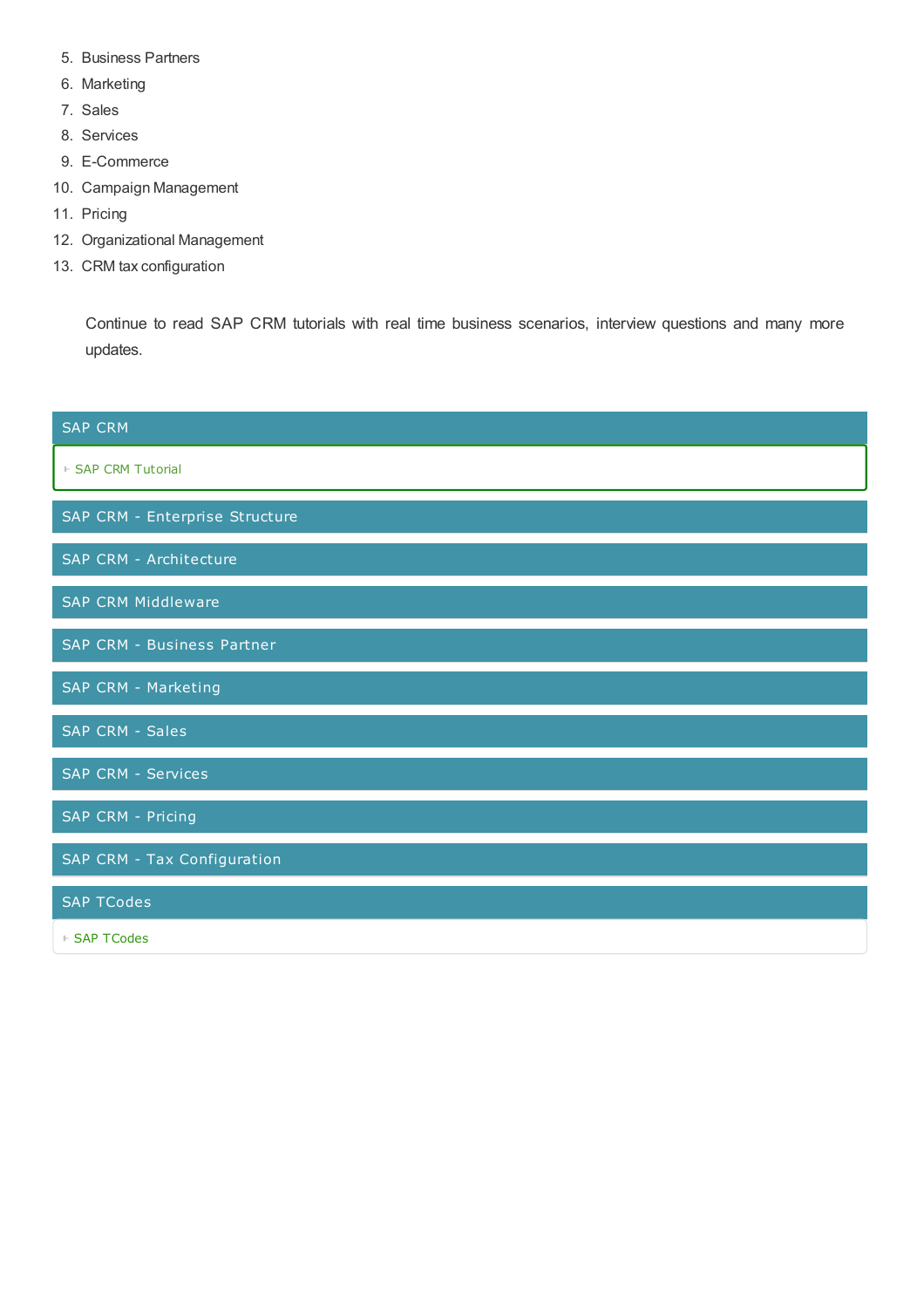5. Business Partners
6. Marketing
7. Sales
8. Services
9. E-Commerce
10. Campaign Management
11. Pricing
12. Organizational Management
13. CRM tax configuration

Continue to read SAP CRM tutorials with real time business scenarios, interview questions and many more updates.

SAP CRM

- SAP CRM Tutorial

SAP CRM - Enterprise Structure

SAP CRM - Architecture

SAP CRM Middleware

SAP CRM - Business Partner

SAP CRM - Marketing

SAP CRM - Sales

SAP CRM - Services

SAP CRM - Pricing

SAP CRM - Tax Configuration

SAP TCodes

- SAP TCodes